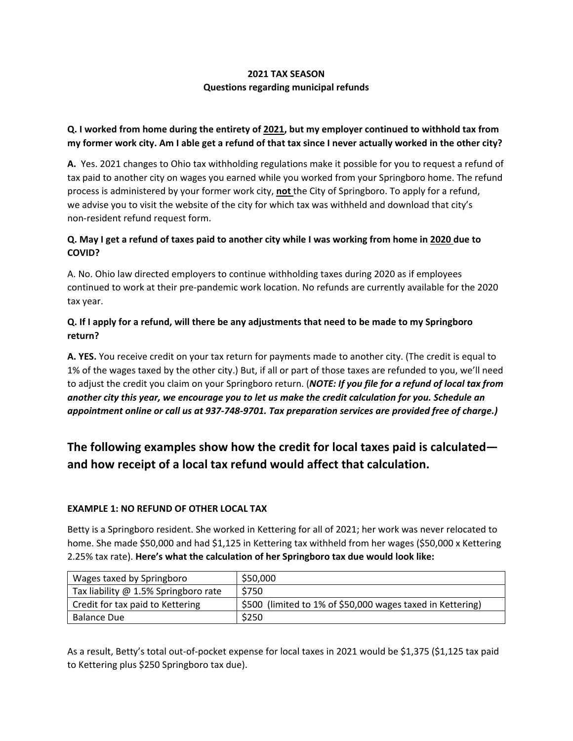**2021 TAX SEASON**
**Questions regarding municipal refunds**

**Q. I worked from home during the entirety of 2021, but my employer continued to withhold tax from my former work city. Am I able get a refund of that tax since I never actually worked in the other city?**

**A.** Yes. 2021 changes to Ohio tax withholding regulations make it possible for you to request a refund of tax paid to another city on wages you earned while you worked from your Springboro home. The refund process is administered by your former work city, **not** the City of Springboro. To apply for a refund, we advise you to visit the website of the city for which tax was withheld and download that city's non-resident refund request form.

**Q. May I get a refund of taxes paid to another city while I was working from home in 2020 due to COVID?**

A. No. Ohio law directed employers to continue withholding taxes during 2020 as if employees continued to work at their pre-pandemic work location. No refunds are currently available for the 2020 tax year.

**Q. If I apply for a refund, will there be any adjustments that need to be made to my Springboro return?**

**A. YES.** You receive credit on your tax return for payments made to another city. (The credit is equal to 1% of the wages taxed by the other city.) But, if all or part of those taxes are refunded to you, we'll need to adjust the credit you claim on your Springboro return. (***NOTE: If you file for a refund of local tax from another city this year, we encourage you to let us make the credit calculation for you. Schedule an appointment online or call us at 937-748-9701. Tax preparation services are provided free of charge.)***

## The following examples show how the credit for local taxes paid is calculated—and how receipt of a local tax refund would affect that calculation.

**EXAMPLE 1: NO REFUND OF OTHER LOCAL TAX**

Betty is a Springboro resident. She worked in Kettering for all of 2021; her work was never relocated to home. She made $50,000 and had $1,125 in Kettering tax withheld from her wages ($50,000 x Kettering 2.25% tax rate). **Here's what the calculation of her Springboro tax due would look like:**

| Wages taxed by Springboro | $50,000 |
|---|---|
| Tax liability @ 1.5% Springboro rate | $750 |
| Credit for tax paid to Kettering | $500 (limited to 1% of $50,000 wages taxed in Kettering) |
| Balance Due | $250 |

As a result, Betty's total out-of-pocket expense for local taxes in 2021 would be $1,375 ($1,125 tax paid to Kettering plus $250 Springboro tax due).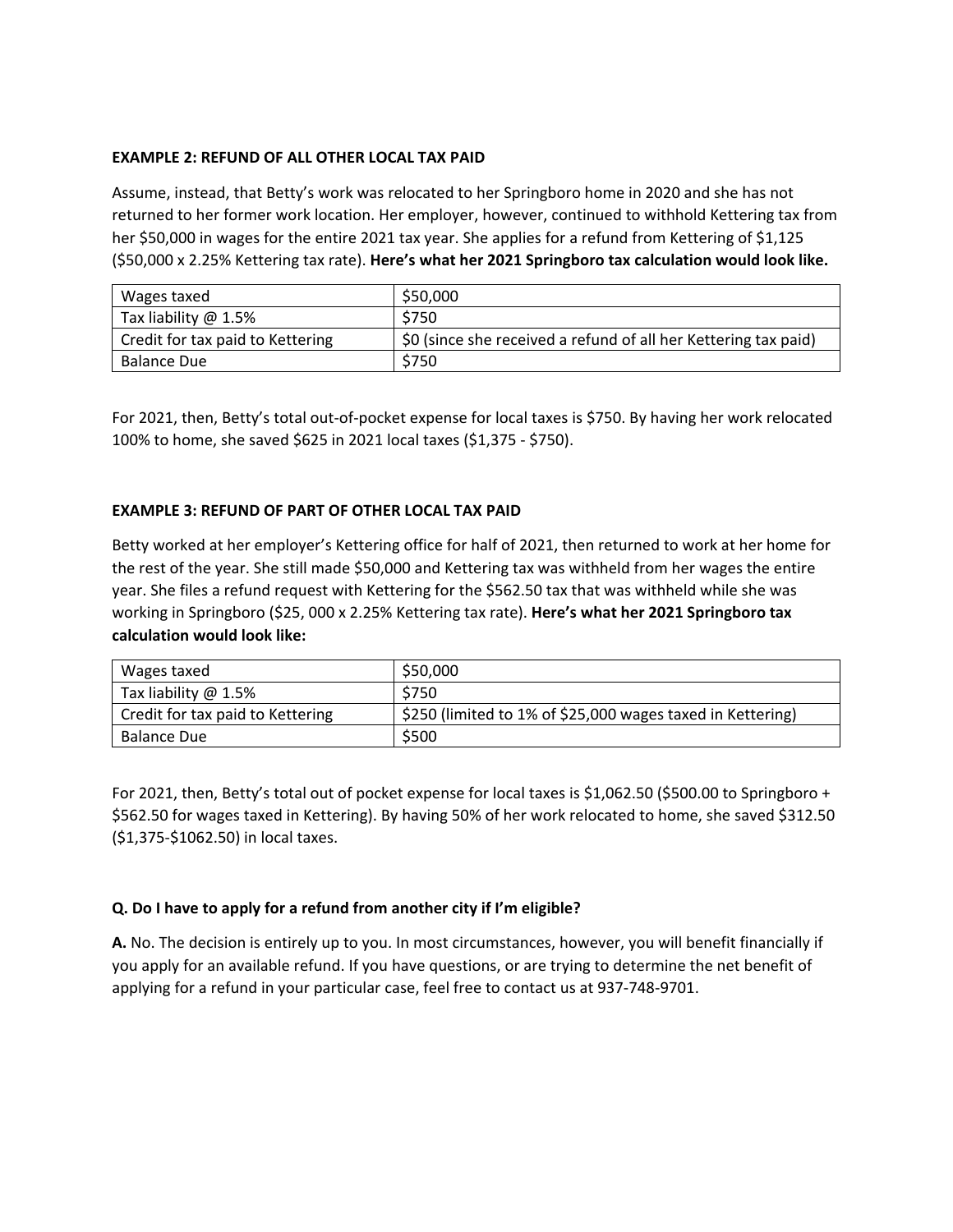**EXAMPLE 2: REFUND OF ALL OTHER LOCAL TAX PAID**

Assume, instead, that Betty's work was relocated to her Springboro home in 2020 and she has not returned to her former work location. Her employer, however, continued to withhold Kettering tax from her $50,000 in wages for the entire 2021 tax year. She applies for a refund from Kettering of $1,125 ($50,000 x 2.25% Kettering tax rate). **Here's what her 2021 Springboro tax calculation would look like.**

| | |
|---|---|
| Wages taxed | $50,000 |
| Tax liability @ 1.5% | $750 |
| Credit for tax paid to Kettering | $0 (since she received a refund of all her Kettering tax paid) |
| Balance Due | $750 |

For 2021, then, Betty's total out-of-pocket expense for local taxes is $750. By having her work relocated 100% to home, she saved $625 in 2021 local taxes ($1,375 - $750).

**EXAMPLE 3: REFUND OF PART OF OTHER LOCAL TAX PAID**

Betty worked at her employer's Kettering office for half of 2021, then returned to work at her home for the rest of the year. She still made $50,000 and Kettering tax was withheld from her wages the entire year. She files a refund request with Kettering for the $562.50 tax that was withheld while she was working in Springboro ($25, 000 x 2.25% Kettering tax rate). **Here's what her 2021 Springboro tax calculation would look like:**

| | |
|---|---|
| Wages taxed | $50,000 |
| Tax liability @ 1.5% | $750 |
| Credit for tax paid to Kettering | $250 (limited to 1% of $25,000 wages taxed in Kettering) |
| Balance Due | $500 |

For 2021, then, Betty's total out of pocket expense for local taxes is $1,062.50 ($500.00 to Springboro + $562.50 for wages taxed in Kettering). By having 50% of her work relocated to home, she saved $312.50 ($1,375-$1062.50) in local taxes.

**Q. Do I have to apply for a refund from another city if I'm eligible?**

**A.** No. The decision is entirely up to you. In most circumstances, however, you will benefit financially if you apply for an available refund. If you have questions, or are trying to determine the net benefit of applying for a refund in your particular case, feel free to contact us at 937-748-9701.